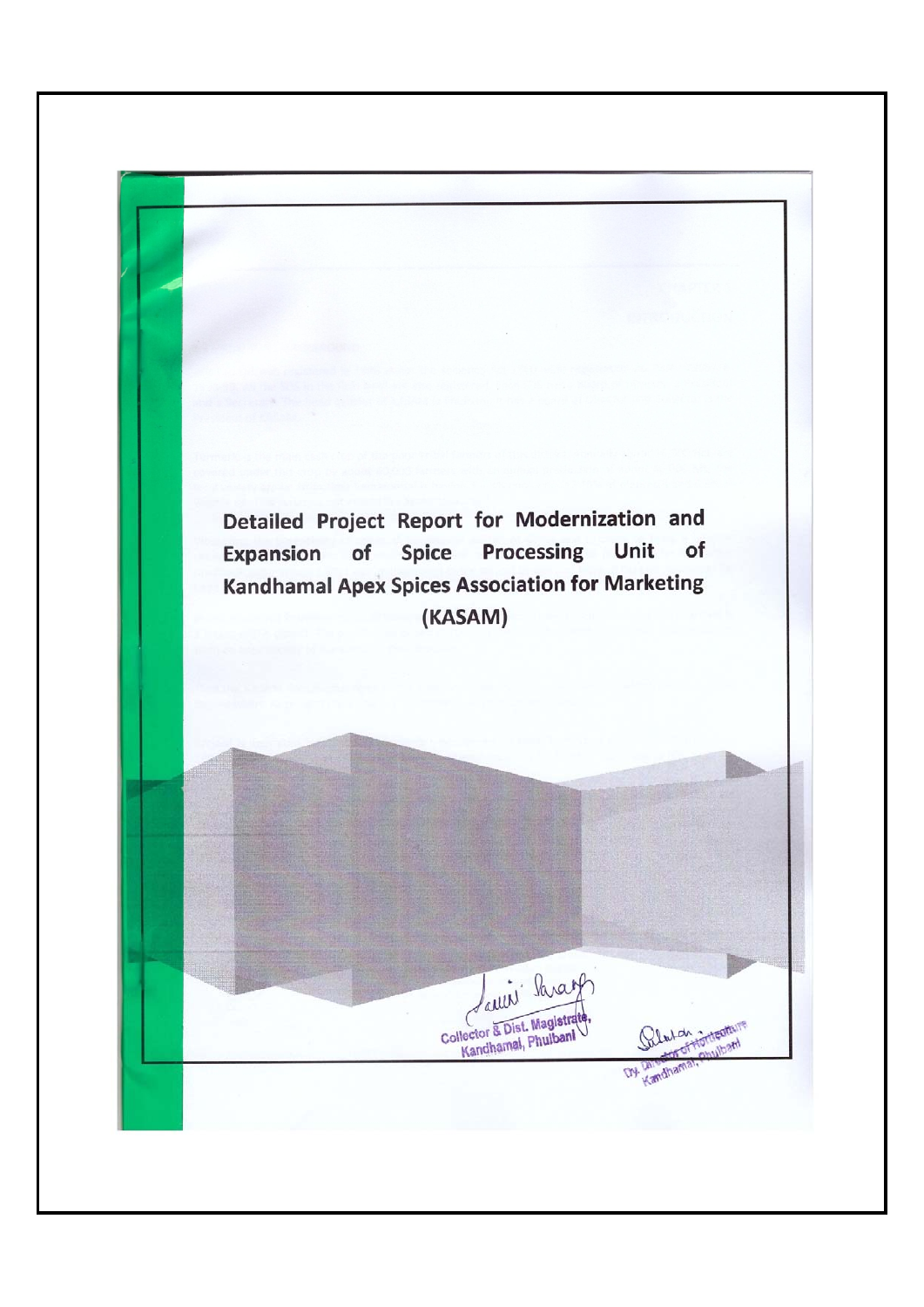# Detailed Project Report for Modernization and Expansion of Spice Processing Unit of Kandhamal Apex Spices Association for Marketing (KASAM)

Collector & Dist. Magistrate, Kandhamal, Phulbani

Dy. Director of Horticulture Kandhamal, Phulbani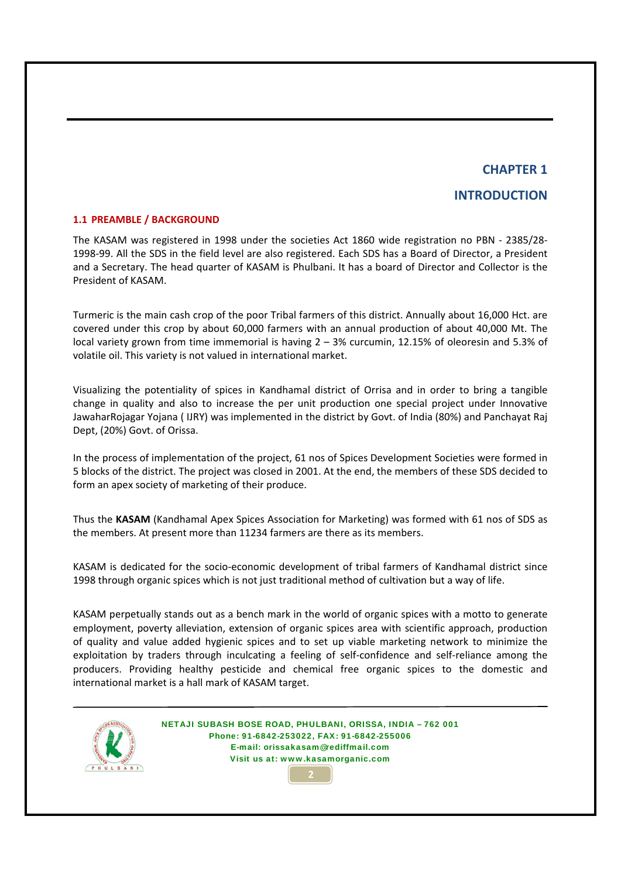# CHAPTER 1

# INTRODUCTION

## 1.1 PREAMBLE / BACKGROUND

The KASAM was registered in 1998 under the societies Act 1860 wide registration no PBN - 2385/28-1998-99. All the SDS in the field level are also registered. Each SDS has a Board of Director, a President and a Secretary. The head quarter of KASAM is Phulbani. It has a board of Director and Collector is the President of KASAM.

Turmeric is the main cash crop of the poor Tribal farmers of this district. Annually about 16,000 Hct. are covered under this crop by about 60,000 farmers with an annual production of about 40,000 Mt. The local variety grown from time immemorial is having 2 – 3% curcumin, 12.15% of oleoresin and 5.3% of volatile oil. This variety is not valued in international market.

Visualizing the potentiality of spices in Kandhamal district of Orrisa and in order to bring a tangible change in quality and also to increase the per unit production one special project under Innovative JawaharRojagar Yojana ( IJRY) was implemented in the district by Govt. of India (80%) and Panchayat Raj Dept, (20%) Govt. of Orissa.

In the process of implementation of the project, 61 nos of Spices Development Societies were formed in 5 blocks of the district. The project was closed in 2001. At the end, the members of these SDS decided to form an apex society of marketing of their produce.

Thus the **KASAM** (Kandhamal Apex Spices Association for Marketing) was formed with 61 nos of SDS as the members. At present more than 11234 farmers are there as its members.

KASAM is dedicated for the socio-economic development of tribal farmers of Kandhamal district since 1998 through organic spices which is not just traditional method of cultivation but a way of life.

KASAM perpetually stands out as a bench mark in the world of organic spices with a motto to generate employment, poverty alleviation, extension of organic spices area with scientific approach, production of quality and value added hygienic spices and to set up viable marketing network to minimize the exploitation by traders through inculcating a feeling of self-confidence and self-reliance among the producers. Providing healthy pesticide and chemical free organic spices to the domestic and international market is a hall mark of KASAM target.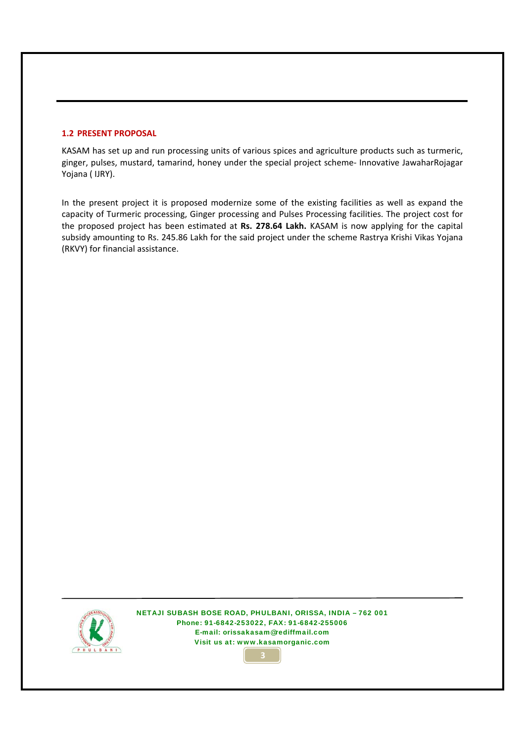## 1.2 PRESENT PROPOSAL

KASAM has set up and run processing units of various spices and agriculture products such as turmeric, ginger, pulses, mustard, tamarind, honey under the special project scheme- Innovative JawaharRojagar Yojana ( IJRY).

In the present project it is proposed modernize some of the existing facilities as well as expand the capacity of Turmeric processing, Ginger processing and Pulses Processing facilities. The project cost for the proposed project has been estimated at **Rs. 278.64 Lakh.** KASAM is now applying for the capital subsidy amounting to Rs. 245.86 Lakh for the said project under the scheme Rastrya Krishi Vikas Yojana (RKVY) for financial assistance.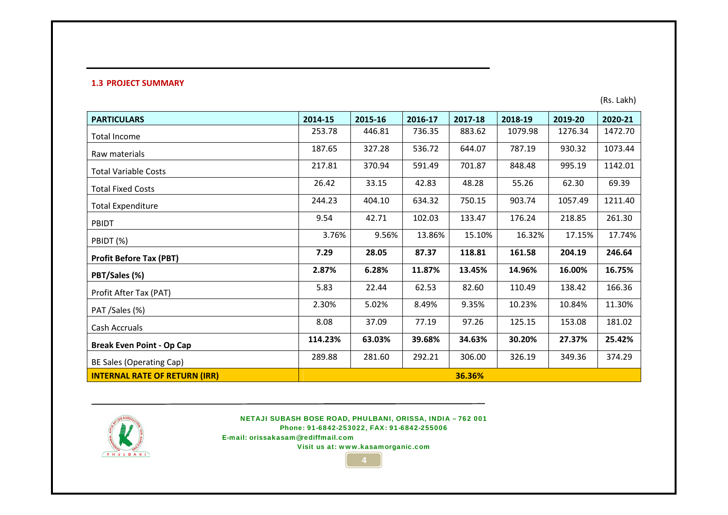### 1.3 PROJECT SUMMARY

(Rs. Lakh)

| PARTICULARS | 2014-15 | 2015-16 | 2016-17 | 2017-18 | 2018-19 | 2019-20 | 2020-21 |
|---|---|---|---|---|---|---|---|
| Total Income | 253.78 | 446.81 | 736.35 | 883.62 | 1079.98 | 1276.34 | 1472.70 |
| Raw materials | 187.65 | 327.28 | 536.72 | 644.07 | 787.19 | 930.32 | 1073.44 |
| Total Variable Costs | 217.81 | 370.94 | 591.49 | 701.87 | 848.48 | 995.19 | 1142.01 |
| Total Fixed Costs | 26.42 | 33.15 | 42.83 | 48.28 | 55.26 | 62.30 | 69.39 |
| Total Expenditure | 244.23 | 404.10 | 634.32 | 750.15 | 903.74 | 1057.49 | 1211.40 |
| PBIDT | 9.54 | 42.71 | 102.03 | 133.47 | 176.24 | 218.85 | 261.30 |
| PBIDT (%) | 3.76% | 9.56% | 13.86% | 15.10% | 16.32% | 17.15% | 17.74% |
| **Profit Before Tax (PBT)** | **7.29** | **28.05** | **87.37** | **118.81** | **161.58** | **204.19** | **246.64** |
| **PBT/Sales (%)** | **2.87%** | **6.28%** | **11.87%** | **13.45%** | **14.96%** | **16.00%** | **16.75%** |
| Profit After Tax (PAT) | 5.83 | 22.44 | 62.53 | 82.60 | 110.49 | 138.42 | 166.36 |
| PAT /Sales (%) | 2.30% | 5.02% | 8.49% | 9.35% | 10.23% | 10.84% | 11.30% |
| Cash Accruals | 8.08 | 37.09 | 77.19 | 97.26 | 125.15 | 153.08 | 181.02 |
| **Break Even Point - Op Cap** | **114.23%** | **63.03%** | **39.68%** | **34.63%** | **30.20%** | **27.37%** | **25.42%** |
| BE Sales (Operating Cap) | 289.88 | 281.60 | 292.21 | 306.00 | 326.19 | 349.36 | 374.29 |
| **INTERNAL RATE OF RETURN (IRR)** | **36.36%** | | | | | | |

NETAJI SUBASH BOSE ROAD, PHULBANI, ORISSA, INDIA – 762 001
Phone: 91-6842-253022, FAX: 91-6842-255006
E-mail: orissakasam@ediffmail.com
Visit us at: www.kasamorganic.com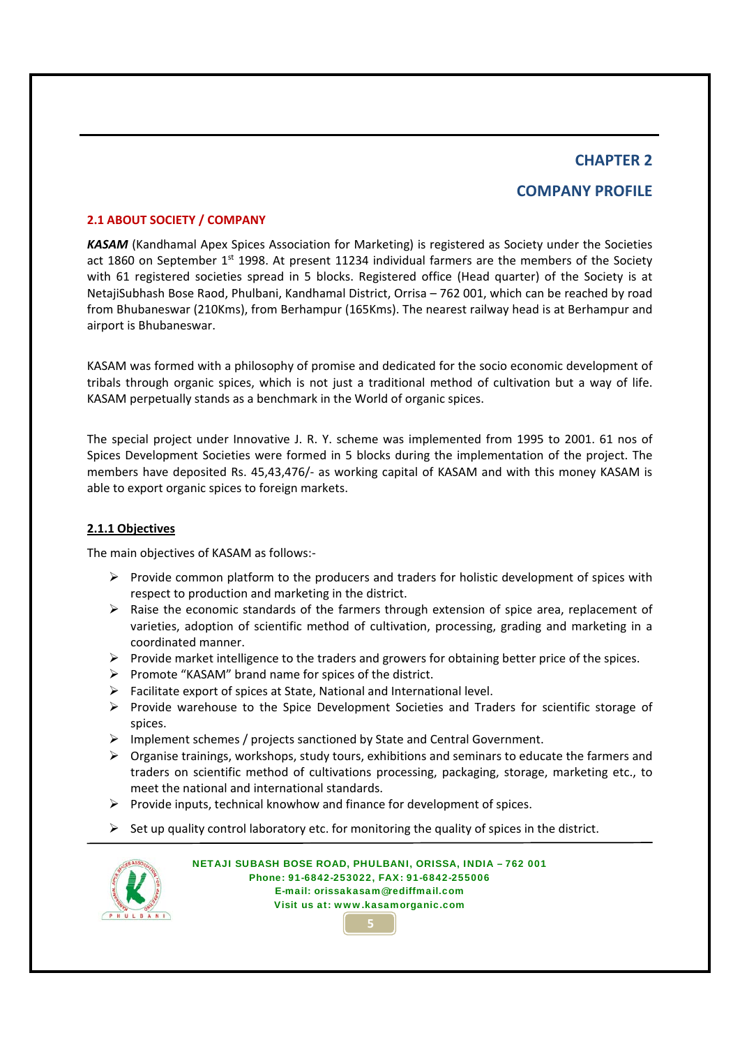# CHAPTER 2

# COMPANY PROFILE

## 2.1 ABOUT SOCIETY / COMPANY

***KASAM*** (Kandhamal Apex Spices Association for Marketing) is registered as Society under the Societies act 1860 on September 1st 1998. At present 11234 individual farmers are the members of the Society with 61 registered societies spread in 5 blocks. Registered office (Head quarter) of the Society is at NetajiSubhash Bose Raod, Phulbani, Kandhamal District, Orrisa – 762 001, which can be reached by road from Bhubaneswar (210Kms), from Berhampur (165Kms). The nearest railway head is at Berhampur and airport is Bhubaneswar.

KASAM was formed with a philosophy of promise and dedicated for the socio economic development of tribals through organic spices, which is not just a traditional method of cultivation but a way of life. KASAM perpetually stands as a benchmark in the World of organic spices.

The special project under Innovative J. R. Y. scheme was implemented from 1995 to 2001. 61 nos of Spices Development Societies were formed in 5 blocks during the implementation of the project. The members have deposited Rs. 45,43,476/- as working capital of KASAM and with this money KASAM is able to export organic spices to foreign markets.

### 2.1.1 Objectives

The main objectives of KASAM as follows:-

- Provide common platform to the producers and traders for holistic development of spices with respect to production and marketing in the district.
- Raise the economic standards of the farmers through extension of spice area, replacement of varieties, adoption of scientific method of cultivation, processing, grading and marketing in a coordinated manner.
- Provide market intelligence to the traders and growers for obtaining better price of the spices.
- Promote "KASAM" brand name for spices of the district.
- Facilitate export of spices at State, National and International level.
- Provide warehouse to the Spice Development Societies and Traders for scientific storage of spices.
- Implement schemes / projects sanctioned by State and Central Government.
- Organise trainings, workshops, study tours, exhibitions and seminars to educate the farmers and traders on scientific method of cultivations processing, packaging, storage, marketing etc., to meet the national and international standards.
- Provide inputs, technical knowhow and finance for development of spices.
- Set up quality control laboratory etc. for monitoring the quality of spices in the district.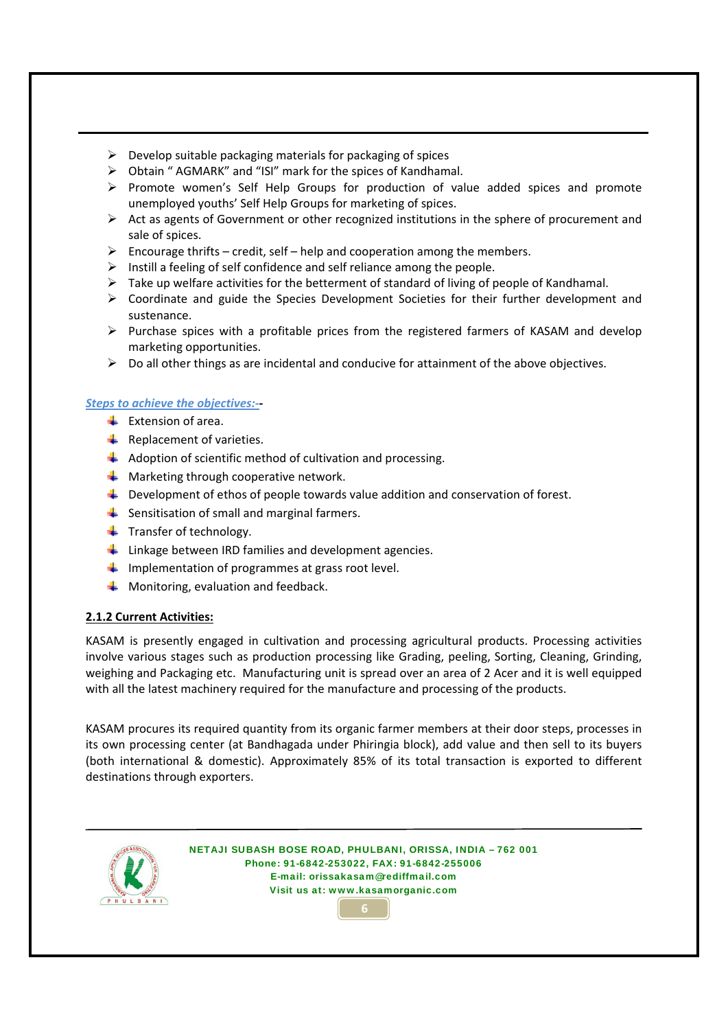- Develop suitable packaging materials for packaging of spices
- Obtain " AGMARK" and "ISI" mark for the spices of Kandhamal.
- Promote women's Self Help Groups for production of value added spices and promote unemployed youths' Self Help Groups for marketing of spices.
- Act as agents of Government or other recognized institutions in the sphere of procurement and sale of spices.
- Encourage thrifts – credit, self – help and cooperation among the members.
- Instill a feeling of self confidence and self reliance among the people.
- Take up welfare activities for the betterment of standard of living of people of Kandhamal.
- Coordinate and guide the Species Development Societies for their further development and sustenance.
- Purchase spices with a profitable prices from the registered farmers of KASAM and develop marketing opportunities.
- Do all other things as are incidental and conducive for attainment of the above objectives.

***Steps to achieve the objectives:-*-**

- Extension of area.
- Replacement of varieties.
- Adoption of scientific method of cultivation and processing.
- Marketing through cooperative network.
- Development of ethos of people towards value addition and conservation of forest.
- Sensitisation of small and marginal farmers.
- Transfer of technology.
- Linkage between IRD families and development agencies.
- Implementation of programmes at grass root level.
- Monitoring, evaluation and feedback.

**2.1.2 Current Activities:**

KASAM is presently engaged in cultivation and processing agricultural products. Processing activities involve various stages such as production processing like Grading, peeling, Sorting, Cleaning, Grinding, weighing and Packaging etc. Manufacturing unit is spread over an area of 2 Acer and it is well equipped with all the latest machinery required for the manufacture and processing of the products.

KASAM procures its required quantity from its organic farmer members at their door steps, processes in its own processing center (at Bandhagada under Phiringia block), add value and then sell to its buyers (both international & domestic). Approximately 85% of its total transaction is exported to different destinations through exporters.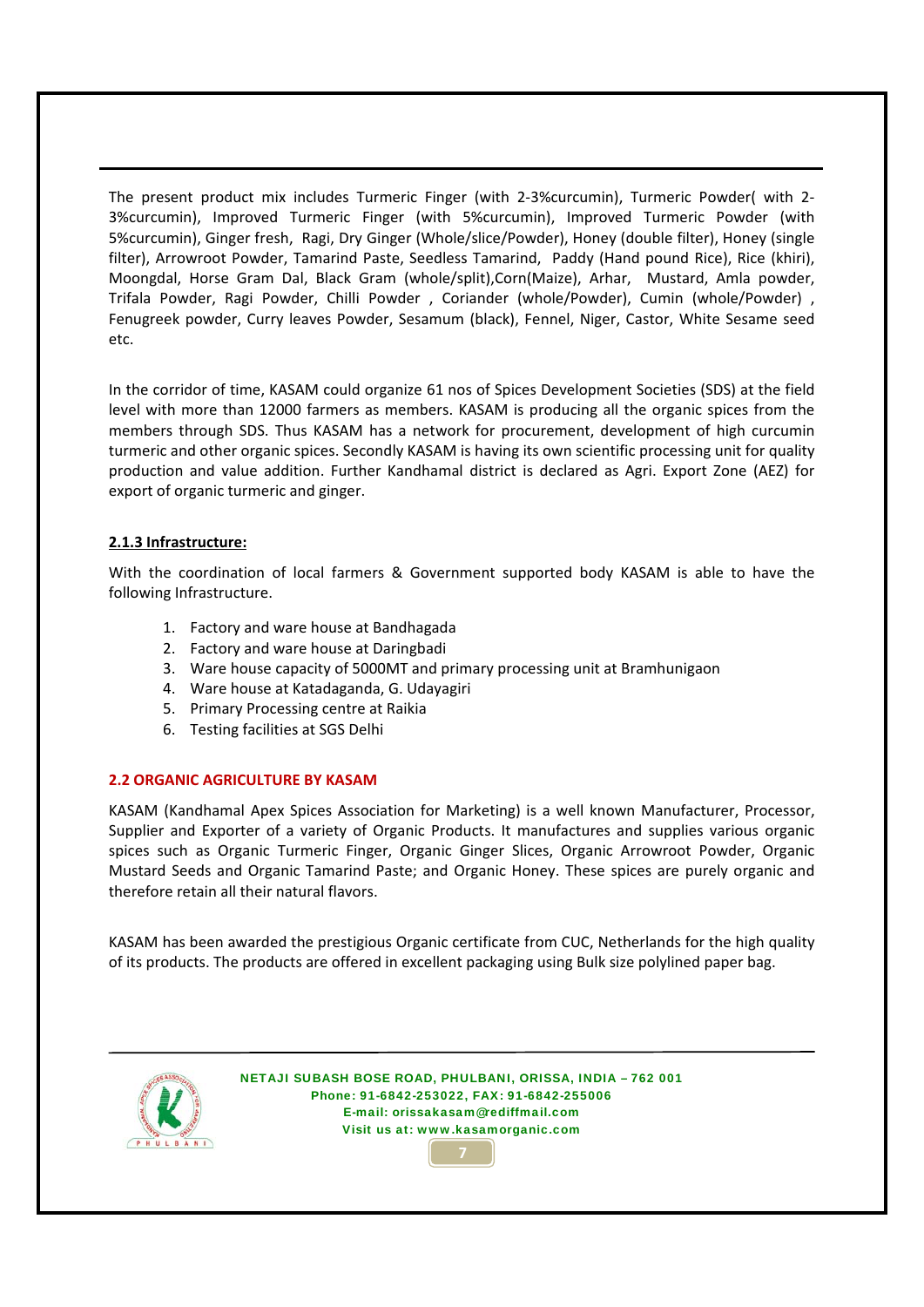The present product mix includes Turmeric Finger (with 2-3%curcumin), Turmeric Powder( with 2-3%curcumin), Improved Turmeric Finger (with 5%curcumin), Improved Turmeric Powder (with 5%curcumin), Ginger fresh, Ragi, Dry Ginger (Whole/slice/Powder), Honey (double filter), Honey (single filter), Arrowroot Powder, Tamarind Paste, Seedless Tamarind, Paddy (Hand pound Rice), Rice (khiri), Moongdal, Horse Gram Dal, Black Gram (whole/split),Corn(Maize), Arhar, Mustard, Amla powder, Trifala Powder, Ragi Powder, Chilli Powder , Coriander (whole/Powder), Cumin (whole/Powder) , Fenugreek powder, Curry leaves Powder, Sesamum (black), Fennel, Niger, Castor, White Sesame seed etc.

In the corridor of time, KASAM could organize 61 nos of Spices Development Societies (SDS) at the field level with more than 12000 farmers as members. KASAM is producing all the organic spices from the members through SDS. Thus KASAM has a network for procurement, development of high curcumin turmeric and other organic spices. Secondly KASAM is having its own scientific processing unit for quality production and value addition. Further Kandhamal district is declared as Agri. Export Zone (AEZ) for export of organic turmeric and ginger.

### 2.1.3 Infrastructure:

With the coordination of local farmers & Government supported body KASAM is able to have the following Infrastructure.

1. Factory and ware house at Bandhagada
2. Factory and ware house at Daringbadi
3. Ware house capacity of 5000MT and primary processing unit at Bramhunigaon
4. Ware house at Katadaganda, G. Udayagiri
5. Primary Processing centre at Raikia
6. Testing facilities at SGS Delhi

## 2.2 ORGANIC AGRICULTURE BY KASAM

KASAM (Kandhamal Apex Spices Association for Marketing) is a well known Manufacturer, Processor, Supplier and Exporter of a variety of Organic Products. It manufactures and supplies various organic spices such as Organic Turmeric Finger, Organic Ginger Slices, Organic Arrowroot Powder, Organic Mustard Seeds and Organic Tamarind Paste; and Organic Honey. These spices are purely organic and therefore retain all their natural flavors.

KASAM has been awarded the prestigious Organic certificate from CUC, Netherlands for the high quality of its products. The products are offered in excellent packaging using Bulk size polylined paper bag.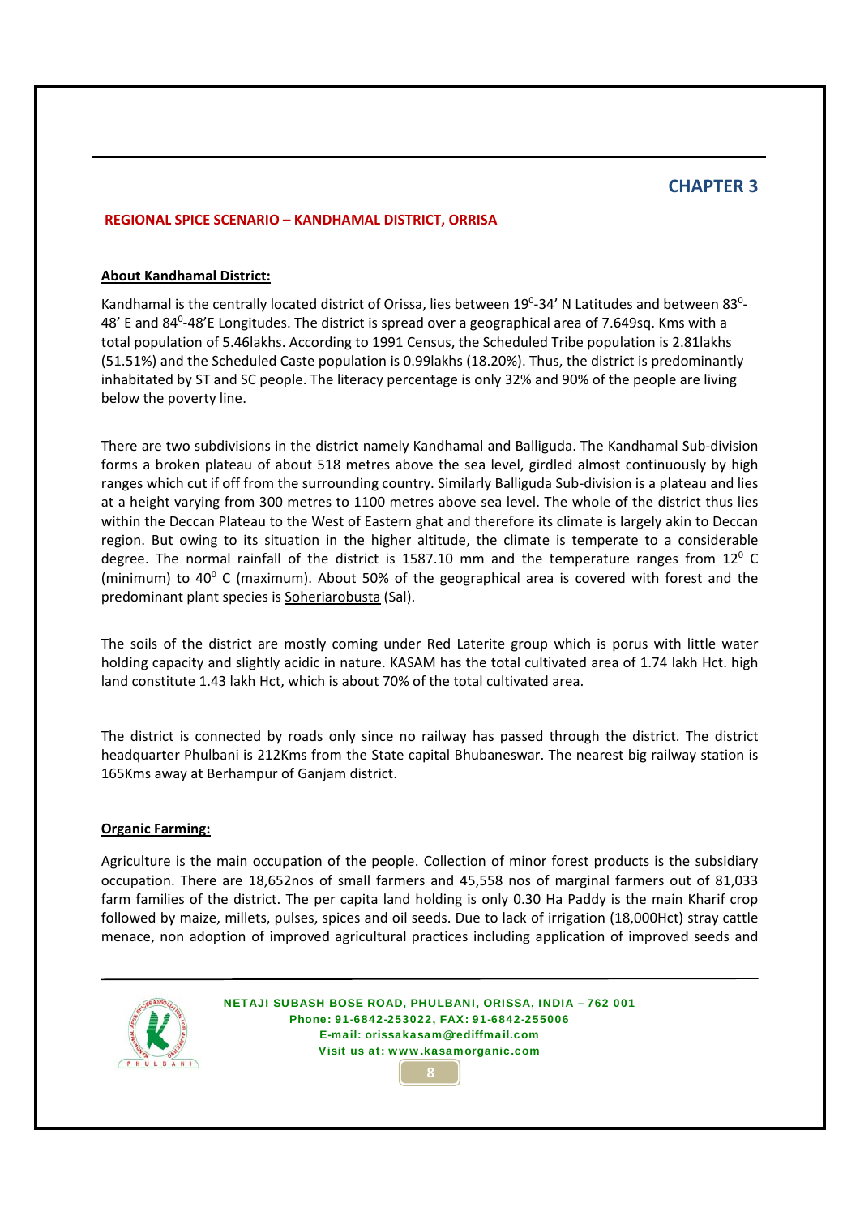## CHAPTER 3

### REGIONAL SPICE SCENARIO – KANDHAMAL DISTRICT, ORRISA

**About Kandhamal District:**

Kandhamal is the centrally located district of Orissa, lies between $19^0$-34' N Latitudes and between $83^0$-48' E and $84^0$-48'E Longitudes. The district is spread over a geographical area of 7.649sq. Kms with a total population of 5.46lakhs. According to 1991 Census, the Scheduled Tribe population is 2.81lakhs (51.51%) and the Scheduled Caste population is 0.99lakhs (18.20%). Thus, the district is predominantly inhabitated by ST and SC people. The literacy percentage is only 32% and 90% of the people are living below the poverty line.

There are two subdivisions in the district namely Kandhamal and Balliguda. The Kandhamal Sub-division forms a broken plateau of about 518 metres above the sea level, girdled almost continuously by high ranges which cut if off from the surrounding country. Similarly Balliguda Sub-division is a plateau and lies at a height varying from 300 metres to 1100 metres above sea level. The whole of the district thus lies within the Deccan Plateau to the West of Eastern ghat and therefore its climate is largely akin to Deccan region. But owing to its situation in the higher altitude, the climate is temperate to a considerable degree. The normal rainfall of the district is 1587.10 mm and the temperature ranges from $12^0$ C (minimum) to $40^0$ C (maximum). About 50% of the geographical area is covered with forest and the predominant plant species is Soheriarobusta (Sal).

The soils of the district are mostly coming under Red Laterite group which is porus with little water holding capacity and slightly acidic in nature. KASAM has the total cultivated area of 1.74 lakh Hct. high land constitute 1.43 lakh Hct, which is about 70% of the total cultivated area.

The district is connected by roads only since no railway has passed through the district. The district headquarter Phulbani is 212Kms from the State capital Bhubaneswar. The nearest big railway station is 165Kms away at Berhampur of Ganjam district.

**Organic Farming:**

Agriculture is the main occupation of the people. Collection of minor forest products is the subsidiary occupation. There are 18,652nos of small farmers and 45,558 nos of marginal farmers out of 81,033 farm families of the district. The per capita land holding is only 0.30 Ha Paddy is the main Kharif crop followed by maize, millets, pulses, spices and oil seeds. Due to lack of irrigation (18,000Hct) stray cattle menace, non adoption of improved agricultural practices including application of improved seeds and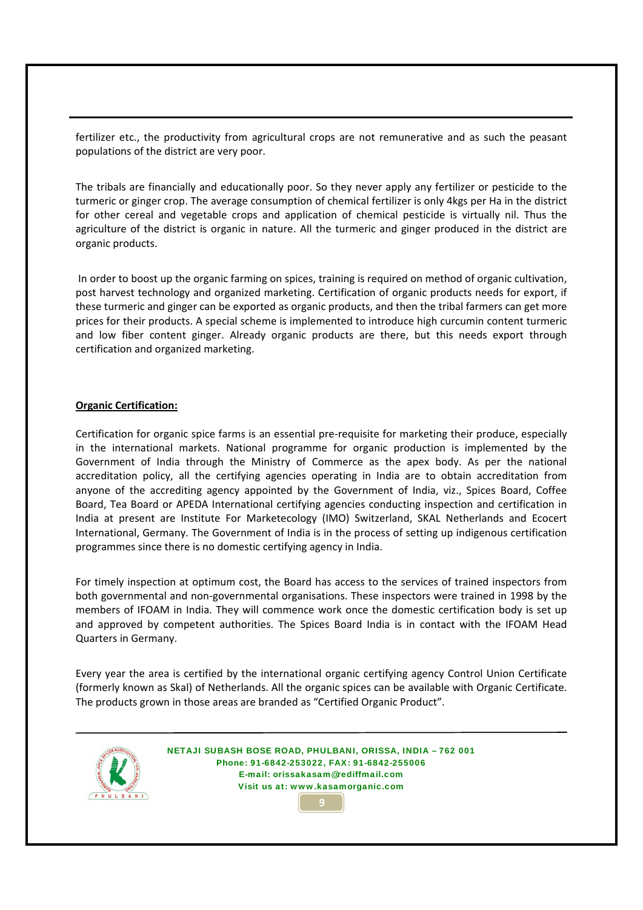fertilizer etc., the productivity from agricultural crops are not remunerative and as such the peasant populations of the district are very poor.

The tribals are financially and educationally poor. So they never apply any fertilizer or pesticide to the turmeric or ginger crop. The average consumption of chemical fertilizer is only 4kgs per Ha in the district for other cereal and vegetable crops and application of chemical pesticide is virtually nil. Thus the agriculture of the district is organic in nature. All the turmeric and ginger produced in the district are organic products.

In order to boost up the organic farming on spices, training is required on method of organic cultivation, post harvest technology and organized marketing. Certification of organic products needs for export, if these turmeric and ginger can be exported as organic products, and then the tribal farmers can get more prices for their products. A special scheme is implemented to introduce high curcumin content turmeric and low fiber content ginger. Already organic products are there, but this needs export through certification and organized marketing.

**Organic Certification:**

Certification for organic spice farms is an essential pre-requisite for marketing their produce, especially in the international markets. National programme for organic production is implemented by the Government of India through the Ministry of Commerce as the apex body. As per the national accreditation policy, all the certifying agencies operating in India are to obtain accreditation from anyone of the accrediting agency appointed by the Government of India, viz., Spices Board, Coffee Board, Tea Board or APEDA International certifying agencies conducting inspection and certification in India at present are Institute For Marketecology (IMO) Switzerland, SKAL Netherlands and Ecocert International, Germany. The Government of India is in the process of setting up indigenous certification programmes since there is no domestic certifying agency in India.

For timely inspection at optimum cost, the Board has access to the services of trained inspectors from both governmental and non-governmental organisations. These inspectors were trained in 1998 by the members of IFOAM in India. They will commence work once the domestic certification body is set up and approved by competent authorities. The Spices Board India is in contact with the IFOAM Head Quarters in Germany.

Every year the area is certified by the international organic certifying agency Control Union Certificate (formerly known as Skal) of Netherlands. All the organic spices can be available with Organic Certificate. The products grown in those areas are branded as "Certified Organic Product".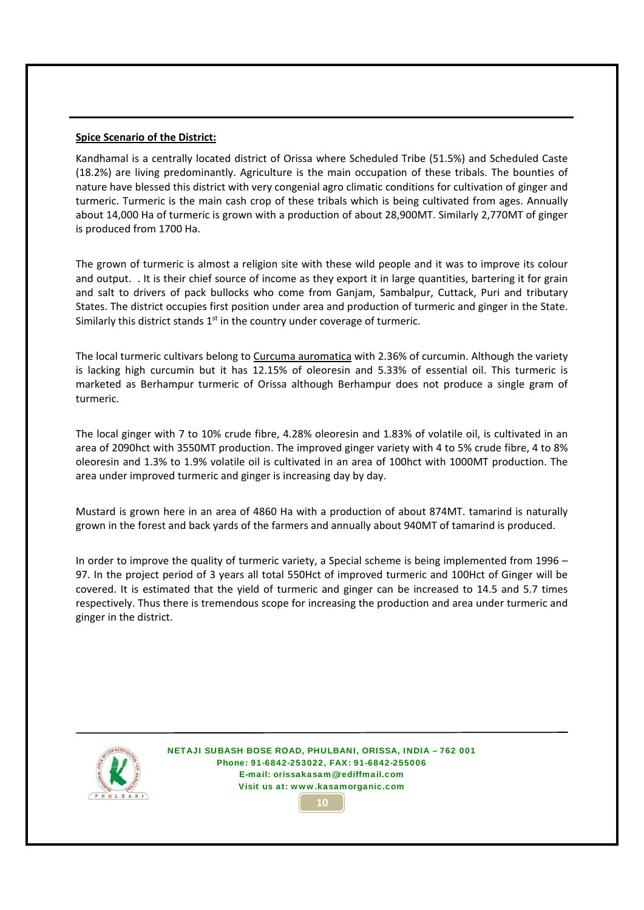**Spice Scenario of the District:**

Kandhamal is a centrally located district of Orissa where Scheduled Tribe (51.5%) and Scheduled Caste (18.2%) are living predominantly. Agriculture is the main occupation of these tribals. The bounties of nature have blessed this district with very congenial agro climatic conditions for cultivation of ginger and turmeric. Turmeric is the main cash crop of these tribals which is being cultivated from ages. Annually about 14,000 Ha of turmeric is grown with a production of about 28,900MT. Similarly 2,770MT of ginger is produced from 1700 Ha.

The grown of turmeric is almost a religion site with these wild people and it was to improve its colour and output. . It is their chief source of income as they export it in large quantities, bartering it for grain and salt to drivers of pack bullocks who come from Ganjam, Sambalpur, Cuttack, Puri and tributary States. The district occupies first position under area and production of turmeric and ginger in the State. Similarly this district stands 1st in the country under coverage of turmeric.

The local turmeric cultivars belong to Curcuma auromatica with 2.36% of curcumin. Although the variety is lacking high curcumin but it has 12.15% of oleoresin and 5.33% of essential oil. This turmeric is marketed as Berhampur turmeric of Orissa although Berhampur does not produce a single gram of turmeric.

The local ginger with 7 to 10% crude fibre, 4.28% oleoresin and 1.83% of volatile oil, is cultivated in an area of 2090hct with 3550MT production. The improved ginger variety with 4 to 5% crude fibre, 4 to 8% oleoresin and 1.3% to 1.9% volatile oil is cultivated in an area of 100hct with 1000MT production. The area under improved turmeric and ginger is increasing day by day.

Mustard is grown here in an area of 4860 Ha with a production of about 874MT. tamarind is naturally grown in the forest and back yards of the farmers and annually about 940MT of tamarind is produced.

In order to improve the quality of turmeric variety, a Special scheme is being implemented from 1996 – 97. In the project period of 3 years all total 550Hct of improved turmeric and 100Hct of Ginger will be covered. It is estimated that the yield of turmeric and ginger can be increased to 14.5 and 5.7 times respectively. Thus there is tremendous scope for increasing the production and area under turmeric and ginger in the district.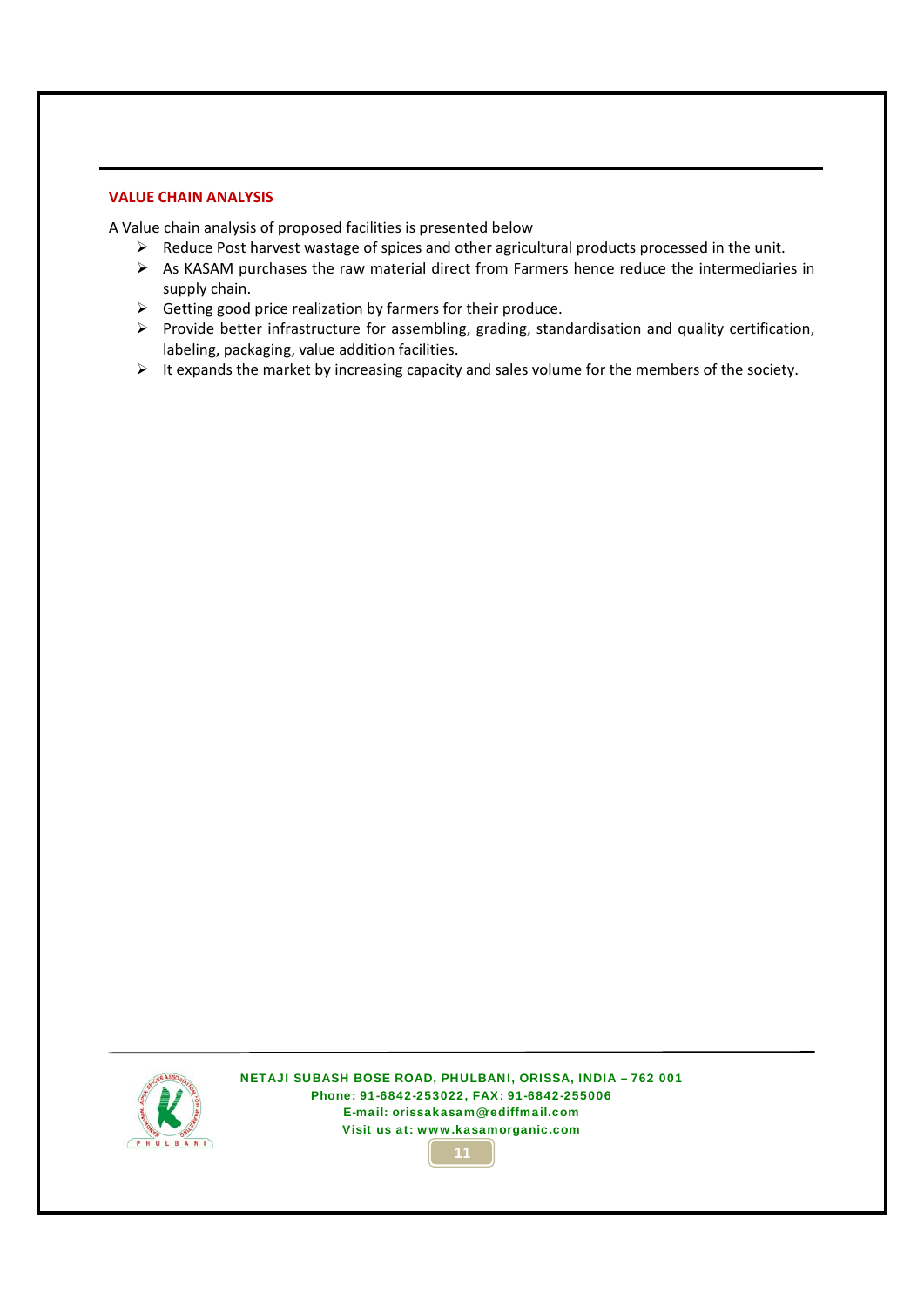## VALUE CHAIN ANALYSIS

A Value chain analysis of proposed facilities is presented below

- Reduce Post harvest wastage of spices and other agricultural products processed in the unit.
- As KASAM purchases the raw material direct from Farmers hence reduce the intermediaries in supply chain.
- Getting good price realization by farmers for their produce.
- Provide better infrastructure for assembling, grading, standardisation and quality certification, labeling, packaging, value addition facilities.
- It expands the market by increasing capacity and sales volume for the members of the society.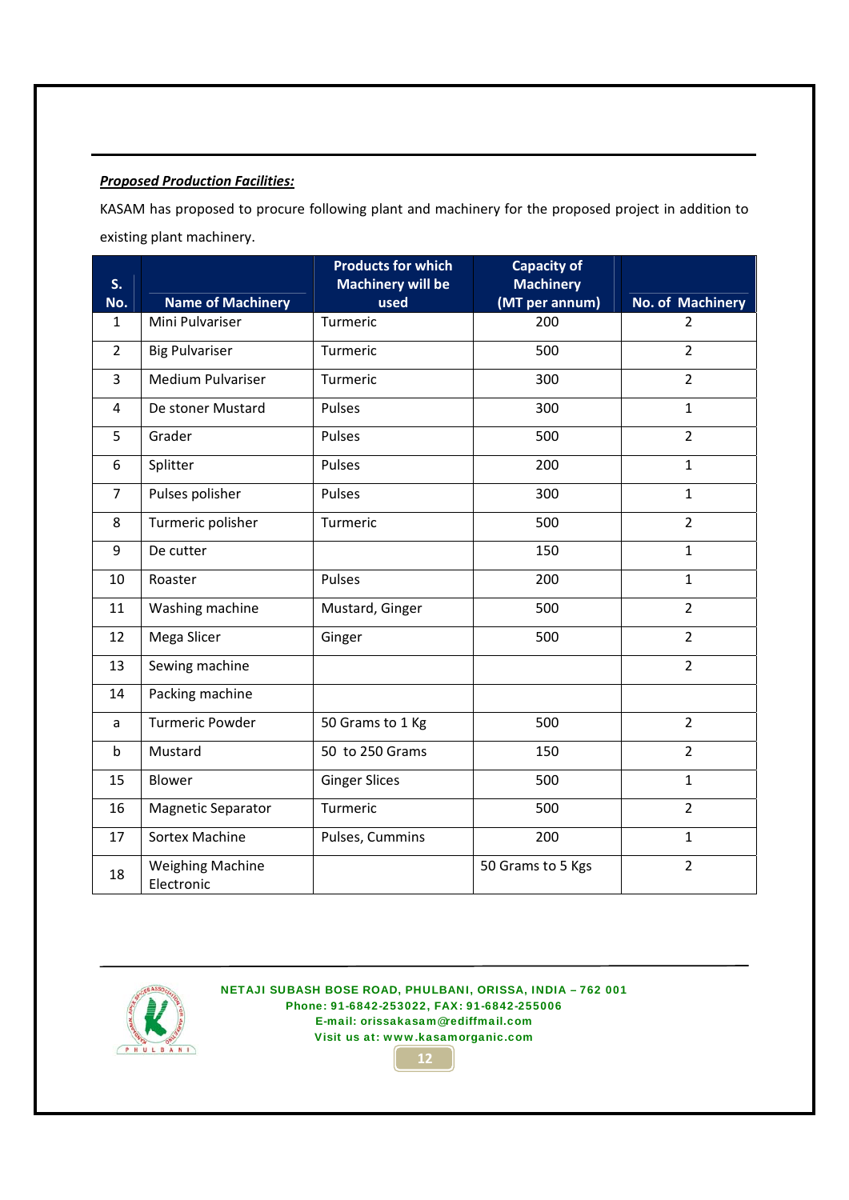***Proposed Production Facilities:***

KASAM has proposed to procure following plant and machinery for the proposed project in addition to existing plant machinery.

| S. No. | Name of Machinery | Products for which Machinery will be used | Capacity of Machinery (MT per annum) | No. of Machinery |
|---|---|---|---|---|
| 1 | Mini Pulvariser | Turmeric | 200 | 2 |
| 2 | Big Pulvariser | Turmeric | 500 | 2 |
| 3 | Medium Pulvariser | Turmeric | 300 | 2 |
| 4 | De stoner Mustard | Pulses | 300 | 1 |
| 5 | Grader | Pulses | 500 | 2 |
| 6 | Splitter | Pulses | 200 | 1 |
| 7 | Pulses polisher | Pulses | 300 | 1 |
| 8 | Turmeric polisher | Turmeric | 500 | 2 |
| 9 | De cutter | | 150 | 1 |
| 10 | Roaster | Pulses | 200 | 1 |
| 11 | Washing machine | Mustard, Ginger | 500 | 2 |
| 12 | Mega Slicer | Ginger | 500 | 2 |
| 13 | Sewing machine | | | 2 |
| 14 | Packing machine | | | |
| a | Turmeric Powder | 50 Grams to 1 Kg | 500 | 2 |
| b | Mustard | 50 to 250 Grams | 150 | 2 |
| 15 | Blower | Ginger Slices | 500 | 1 |
| 16 | Magnetic Separator | Turmeric | 500 | 2 |
| 17 | Sortex Machine | Pulses, Cummins | 200 | 1 |
| 18 | Weighing Machine Electronic | | 50 Grams to 5 Kgs | 2 |

NETAJI SUBASH BOSE ROAD, PHULBANI, ORISSA, INDIA – 762 001
Phone: 91-6842-253022, FAX: 91-6842-255006
E-mail: orissakasam@rediffmail.com
Visit us at: www.kasamorganic.com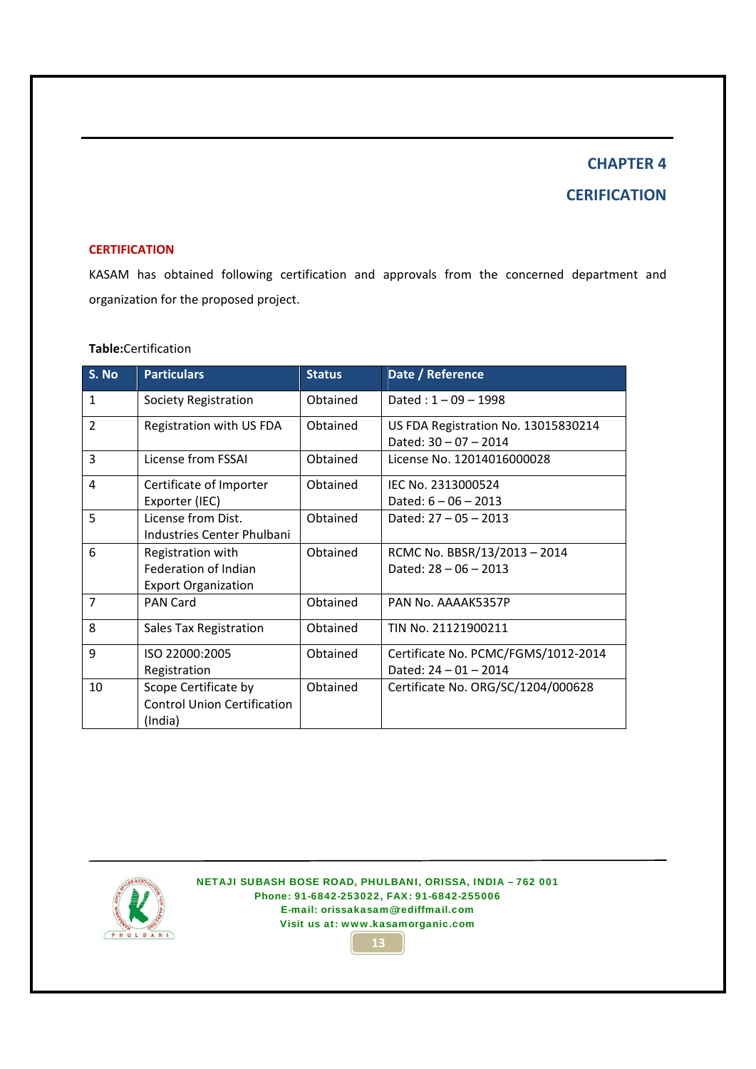# CHAPTER 4

# CERIFICATION

## CERTIFICATION

KASAM has obtained following certification and approvals from the concerned department and organization for the proposed project.

**Table:**Certification

| S. No | Particulars | Status | Date / Reference |
|---|---|---|---|
| 1 | Society Registration | Obtained | Dated : 1 – 09 – 1998 |
| 2 | Registration with US FDA | Obtained | US FDA Registration No. 13015830214 Dated: 30 – 07 – 2014 |
| 3 | License from FSSAI | Obtained | License No. 12014016000028 |
| 4 | Certificate of Importer Exporter (IEC) | Obtained | IEC No. 2313000524 Dated: 6 – 06 – 2013 |
| 5 | License from Dist. Industries Center Phulbani | Obtained | Dated: 27 – 05 – 2013 |
| 6 | Registration with Federation of Indian Export Organization | Obtained | RCMC No. BBSR/13/2013 – 2014 Dated: 28 – 06 – 2013 |
| 7 | PAN Card | Obtained | PAN No. AAAAK5357P |
| 8 | Sales Tax Registration | Obtained | TIN No. 21121900211 |
| 9 | ISO 22000:2005 Registration | Obtained | Certificate No. PCMC/FGMS/1012-2014 Dated: 24 – 01 – 2014 |
| 10 | Scope Certificate by Control Union Certification (India) | Obtained | Certificate No. ORG/SC/1204/000628 |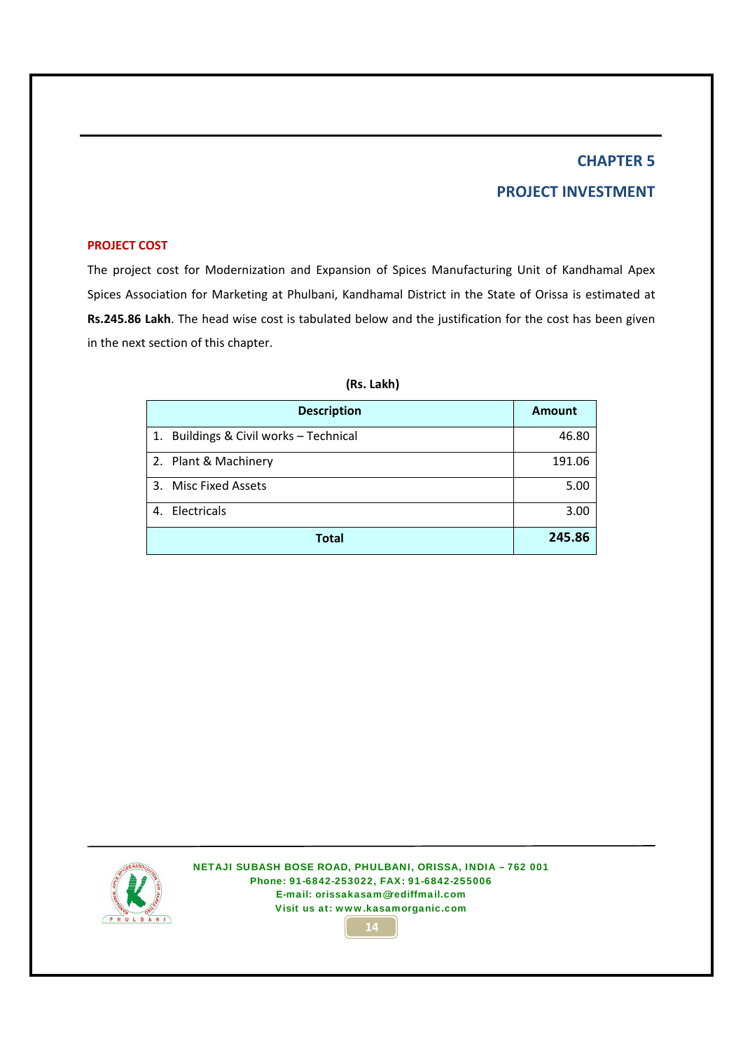# CHAPTER 5

# PROJECT INVESTMENT

## PROJECT COST

The project cost for Modernization and Expansion of Spices Manufacturing Unit of Kandhamal Apex Spices Association for Marketing at Phulbani, Kandhamal District in the State of Orissa is estimated at **Rs.245.86 Lakh**. The head wise cost is tabulated below and the justification for the cost has been given in the next section of this chapter.

**(Rs. Lakh)**

| Description | Amount |
|---|---:|
| 1. Buildings & Civil works – Technical | 46.80 |
| 2. Plant & Machinery | 191.06 |
| 3. Misc Fixed Assets | 5.00 |
| 4. Electricals | 3.00 |
| **Total** | **245.86** |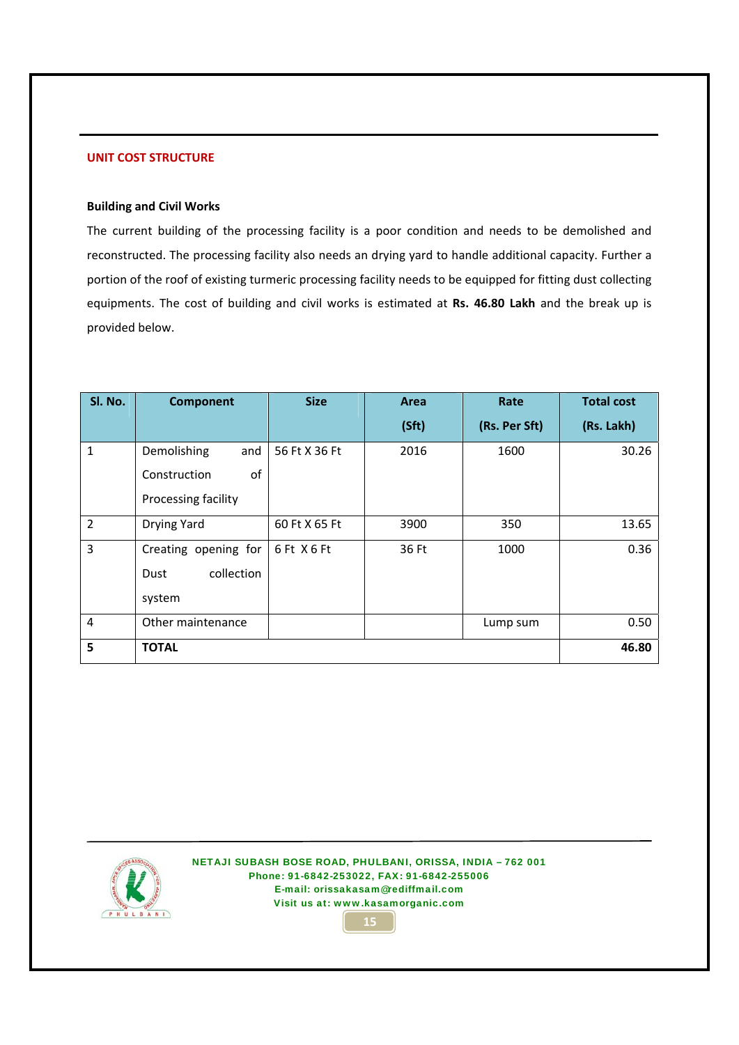## UNIT COST STRUCTURE

### Building and Civil Works

The current building of the processing facility is a poor condition and needs to be demolished and reconstructed. The processing facility also needs an drying yard to handle additional capacity. Further a portion of the roof of existing turmeric processing facility needs to be equipped for fitting dust collecting equipments. The cost of building and civil works is estimated at **Rs. 46.80 Lakh** and the break up is provided below.

| Sl. No. | Component | Size | Area (Sft) | Rate (Rs. Per Sft) | Total cost (Rs. Lakh) |
|---|---|---|---|---|---|
| 1 | Demolishing and Construction of Processing facility | 56 Ft X 36 Ft | 2016 | 1600 | 30.26 |
| 2 | Drying Yard | 60 Ft X 65 Ft | 3900 | 350 | 13.65 |
| 3 | Creating opening for Dust collection system | 6 Ft X 6 Ft | 36 Ft | 1000 | 0.36 |
| 4 | Other maintenance | | | Lump sum | 0.50 |
| **5** | **TOTAL** | | | | **46.80** |

NETAJI SUBASH BOSE ROAD, PHULBANI, ORISSA, INDIA – 762 001
Phone: 91-6842-253022, FAX: 91-6842-255006
E-mail: orissakasam@rediffmail.com
Visit us at: www.kasamorganic.com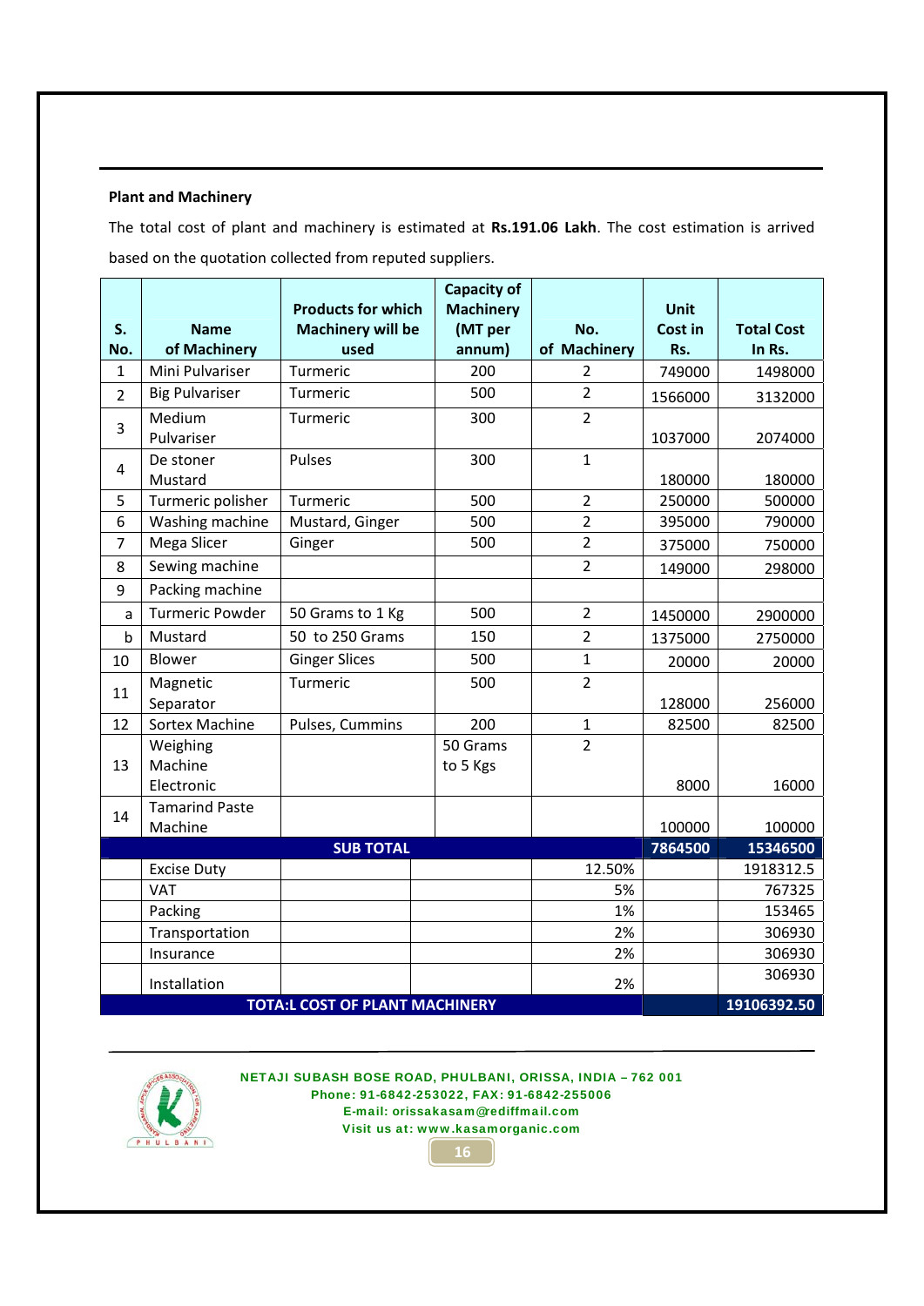**Plant and Machinery**

The total cost of plant and machinery is estimated at **Rs.191.06 Lakh**. The cost estimation is arrived based on the quotation collected from reputed suppliers.

| S. No. | Name of Machinery | Products for which Machinery will be used | Capacity of Machinery (MT per annum) | No. of Machinery | Unit Cost in Rs. | Total Cost In Rs. |
|---|---|---|---|---|---|---|
| 1 | Mini Pulvariser | Turmeric | 200 | 2 | 749000 | 1498000 |
| 2 | Big Pulvariser | Turmeric | 500 | 2 | 1566000 | 3132000 |
| 3 | Medium Pulvariser | Turmeric | 300 | 2 | 1037000 | 2074000 |
| 4 | De stoner Mustard | Pulses | 300 | 1 | 180000 | 180000 |
| 5 | Turmeric polisher | Turmeric | 500 | 2 | 250000 | 500000 |
| 6 | Washing machine | Mustard, Ginger | 500 | 2 | 395000 | 790000 |
| 7 | Mega Slicer | Ginger | 500 | 2 | 375000 | 750000 |
| 8 | Sewing machine | | | 2 | 149000 | 298000 |
| 9 | Packing machine | | | | | |
| a | Turmeric Powder | 50 Grams to 1 Kg | 500 | 2 | 1450000 | 2900000 |
| b | Mustard | 50 to 250 Grams | 150 | 2 | 1375000 | 2750000 |
| 10 | Blower | Ginger Slices | 500 | 1 | 20000 | 20000 |
| 11 | Magnetic Separator | Turmeric | 500 | 2 | 128000 | 256000 |
| 12 | Sortex Machine | Pulses, Cummins | 200 | 1 | 82500 | 82500 |
| 13 | Weighing Machine Electronic | | 50 Grams to 5 Kgs | 2 | 8000 | 16000 |
| 14 | Tamarind Paste Machine | | | | 100000 | 100000 |
| | **SUB TOTAL** | | | | **7864500** | **15346500** |
| | Excise Duty | | | 12.50% | | 1918312.5 |
| | VAT | | | 5% | | 767325 |
| | Packing | | | 1% | | 153465 |
| | Transportation | | | 2% | | 306930 |
| | Insurance | | | 2% | | 306930 |
| | Installation | | | 2% | | 306930 |
| | **TOTA:L COST OF PLANT MACHINERY** | | | | | **19106392.50** |

NETAJI SUBASH BOSE ROAD, PHULBANI, ORISSA, INDIA – 762 001
Phone: 91-6842-253022, FAX: 91-6842-255006
E-mail: orissakasam@rediffmail.com
Visit us at: www.kasamorganic.com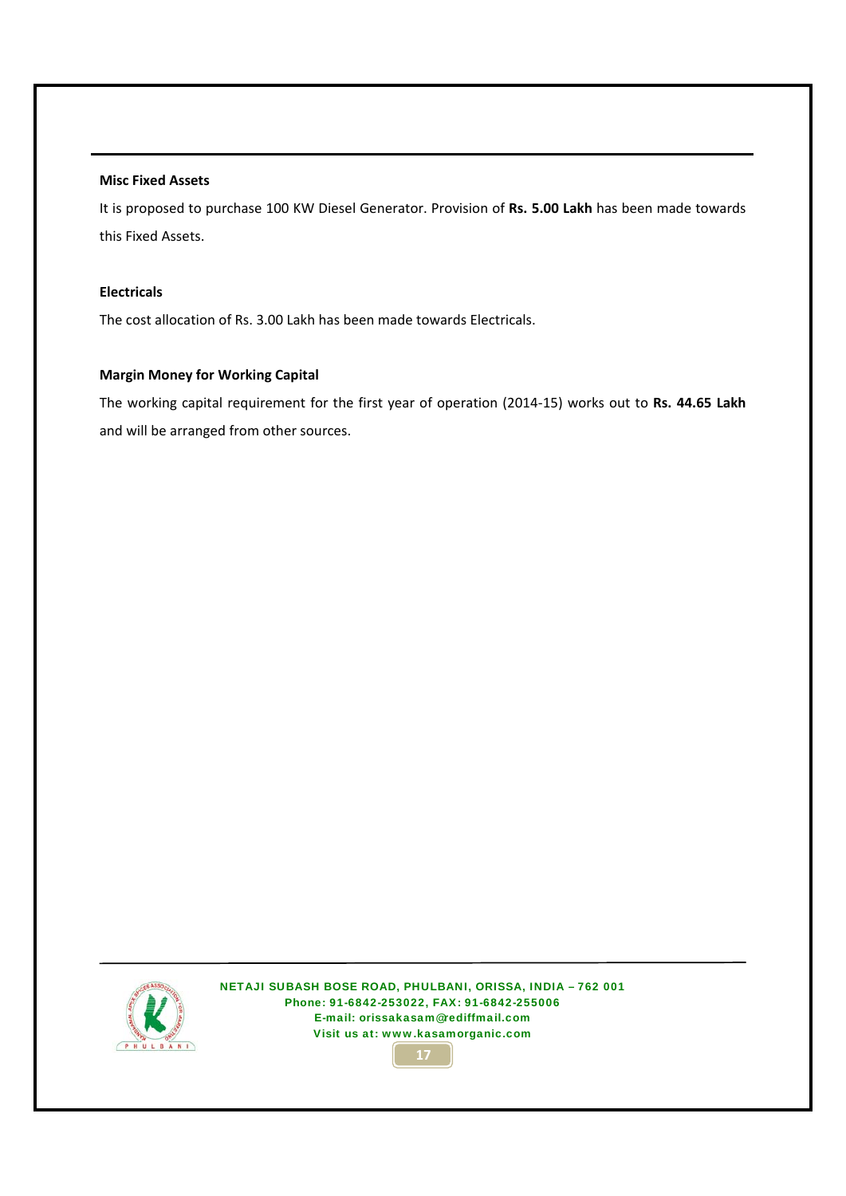**Misc Fixed Assets**

It is proposed to purchase 100 KW Diesel Generator. Provision of **Rs. 5.00 Lakh** has been made towards this Fixed Assets.

**Electricals**

The cost allocation of Rs. 3.00 Lakh has been made towards Electricals.

**Margin Money for Working Capital**

The working capital requirement for the first year of operation (2014-15) works out to **Rs. 44.65 Lakh** and will be arranged from other sources.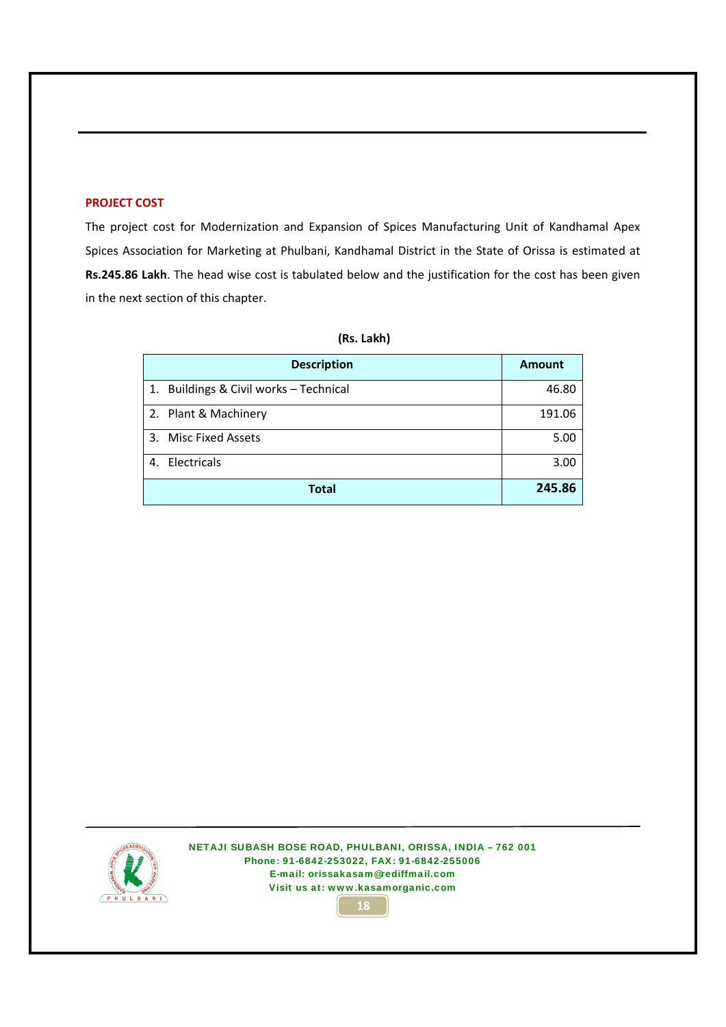## PROJECT COST

The project cost for Modernization and Expansion of Spices Manufacturing Unit of Kandhamal Apex Spices Association for Marketing at Phulbani, Kandhamal District in the State of Orissa is estimated at **Rs.245.86 Lakh**. The head wise cost is tabulated below and the justification for the cost has been given in the next section of this chapter.

**(Rs. Lakh)**

| Description | Amount |
|---|---|
| 1. Buildings & Civil works – Technical | 46.80 |
| 2. Plant & Machinery | 191.06 |
| 3. Misc Fixed Assets | 5.00 |
| 4. Electricals | 3.00 |
| **Total** | **245.86** |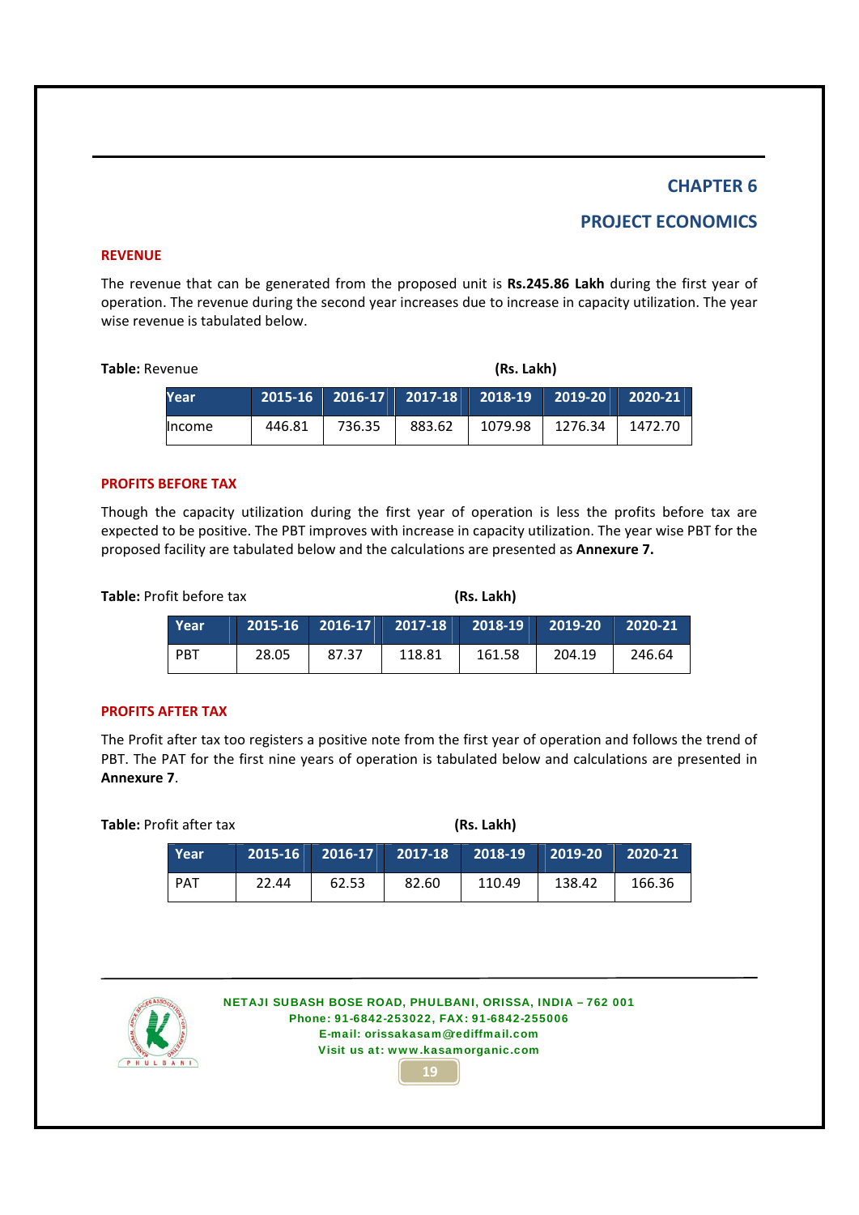# CHAPTER 6

# PROJECT ECONOMICS

## REVENUE

The revenue that can be generated from the proposed unit is **Rs.245.86 Lakh** during the first year of operation. The revenue during the second year increases due to increase in capacity utilization. The year wise revenue is tabulated below.

**Table:** Revenue **(Rs. Lakh)**

| Year | 2015-16 | 2016-17 | 2017-18 | 2018-19 | 2019-20 | 2020-21 |
|---|---|---|---|---|---|---|
| Income | 446.81 | 736.35 | 883.62 | 1079.98 | 1276.34 | 1472.70 |

## PROFITS BEFORE TAX

Though the capacity utilization during the first year of operation is less the profits before tax are expected to be positive. The PBT improves with increase in capacity utilization. The year wise PBT for the proposed facility are tabulated below and the calculations are presented as **Annexure 7.**

**Table:** Profit before tax **(Rs. Lakh)**

| Year | 2015-16 | 2016-17 | 2017-18 | 2018-19 | 2019-20 | 2020-21 |
|---|---|---|---|---|---|---|
| PBT | 28.05 | 87.37 | 118.81 | 161.58 | 204.19 | 246.64 |

## PROFITS AFTER TAX

The Profit after tax too registers a positive note from the first year of operation and follows the trend of PBT. The PAT for the first nine years of operation is tabulated below and calculations are presented in **Annexure 7**.

**Table:** Profit after tax **(Rs. Lakh)**

| Year | 2015-16 | 2016-17 | 2017-18 | 2018-19 | 2019-20 | 2020-21 |
|---|---|---|---|---|---|---|
| PAT | 22.44 | 62.53 | 82.60 | 110.49 | 138.42 | 166.36 |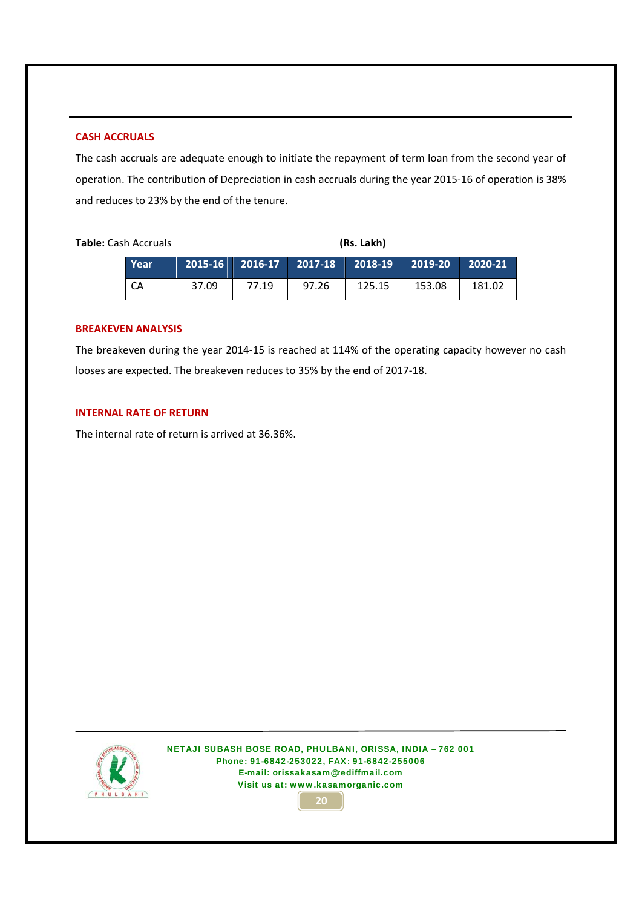## CASH ACCRUALS

The cash accruals are adequate enough to initiate the repayment of term loan from the second year of operation. The contribution of Depreciation in cash accruals during the year 2015-16 of operation is 38% and reduces to 23% by the end of the tenure.

**Table:** Cash Accruals **(Rs. Lakh)**

| Year | 2015-16 | 2016-17 | 2017-18 | 2018-19 | 2019-20 | 2020-21 |
|---|---|---|---|---|---|---|
| CA | 37.09 | 77.19 | 97.26 | 125.15 | 153.08 | 181.02 |

## BREAKEVEN ANALYSIS

The breakeven during the year 2014-15 is reached at 114% of the operating capacity however no cash looses are expected. The breakeven reduces to 35% by the end of 2017-18.

## INTERNAL RATE OF RETURN

The internal rate of return is arrived at 36.36%.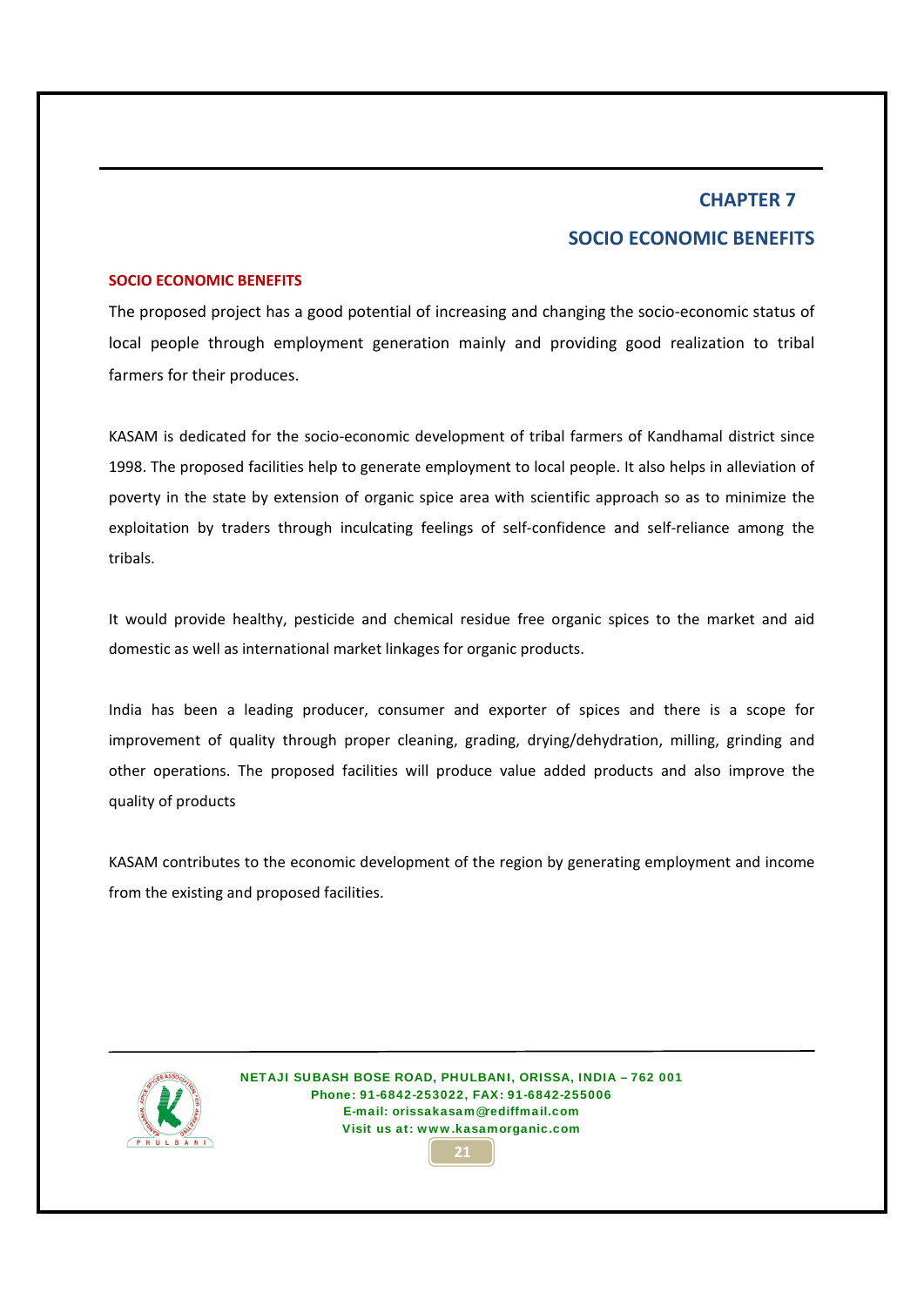# CHAPTER 7

# SOCIO ECONOMIC BENEFITS

## SOCIO ECONOMIC BENEFITS

The proposed project has a good potential of increasing and changing the socio-economic status of local people through employment generation mainly and providing good realization to tribal farmers for their produces.

KASAM is dedicated for the socio-economic development of tribal farmers of Kandhamal district since 1998. The proposed facilities help to generate employment to local people. It also helps in alleviation of poverty in the state by extension of organic spice area with scientific approach so as to minimize the exploitation by traders through inculcating feelings of self-confidence and self-reliance among the tribals.

It would provide healthy, pesticide and chemical residue free organic spices to the market and aid domestic as well as international market linkages for organic products.

India has been a leading producer, consumer and exporter of spices and there is a scope for improvement of quality through proper cleaning, grading, drying/dehydration, milling, grinding and other operations. The proposed facilities will produce value added products and also improve the quality of products

KASAM contributes to the economic development of the region by generating employment and income from the existing and proposed facilities.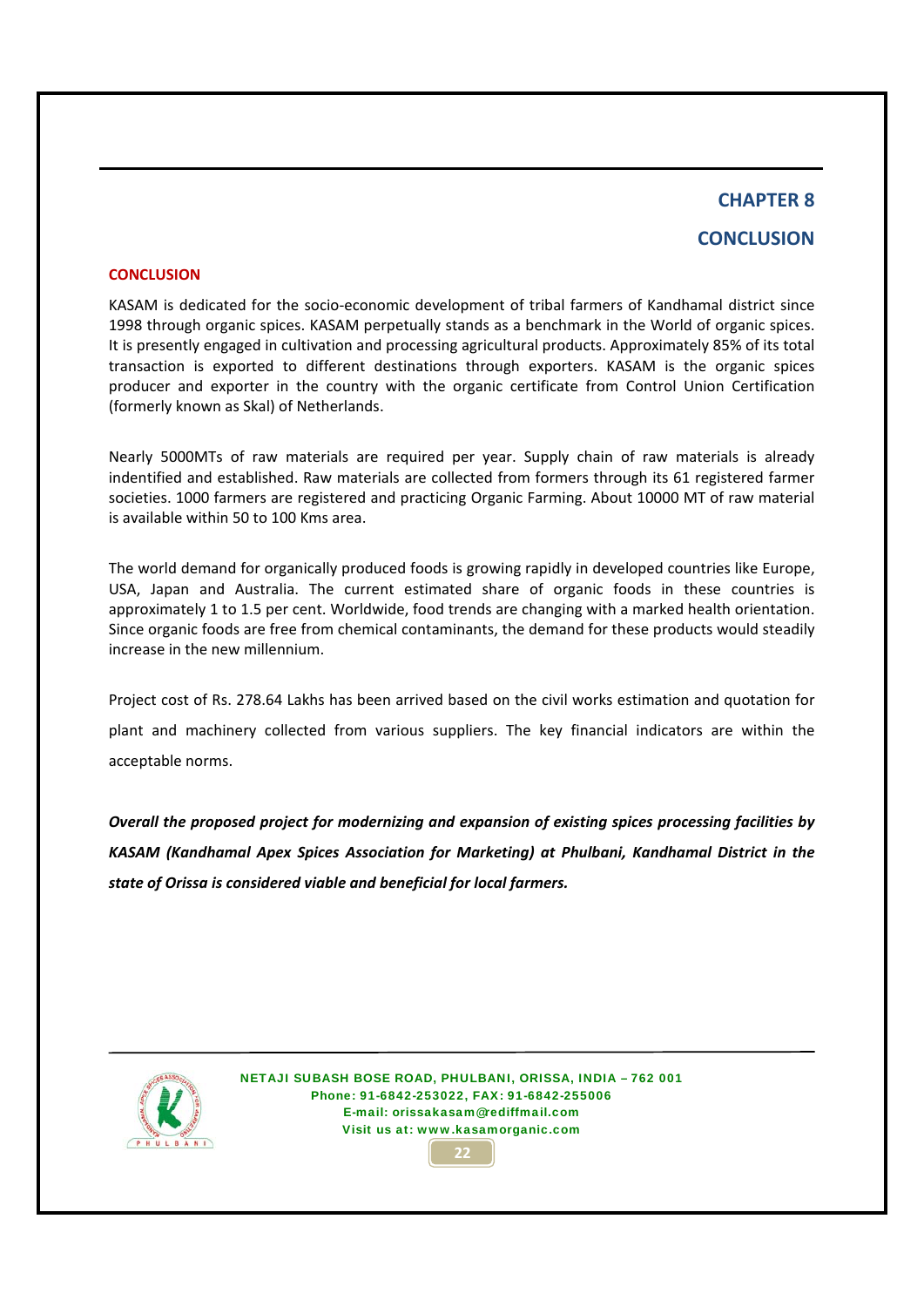# CHAPTER 8

# CONCLUSION

## CONCLUSION

KASAM is dedicated for the socio-economic development of tribal farmers of Kandhamal district since 1998 through organic spices. KASAM perpetually stands as a benchmark in the World of organic spices. It is presently engaged in cultivation and processing agricultural products. Approximately 85% of its total transaction is exported to different destinations through exporters. KASAM is the organic spices producer and exporter in the country with the organic certificate from Control Union Certification (formerly known as Skal) of Netherlands.

Nearly 5000MTs of raw materials are required per year. Supply chain of raw materials is already indentified and established. Raw materials are collected from formers through its 61 registered farmer societies. 1000 farmers are registered and practicing Organic Farming. About 10000 MT of raw material is available within 50 to 100 Kms area.

The world demand for organically produced foods is growing rapidly in developed countries like Europe, USA, Japan and Australia. The current estimated share of organic foods in these countries is approximately 1 to 1.5 per cent. Worldwide, food trends are changing with a marked health orientation. Since organic foods are free from chemical contaminants, the demand for these products would steadily increase in the new millennium.

Project cost of Rs. 278.64 Lakhs has been arrived based on the civil works estimation and quotation for plant and machinery collected from various suppliers. The key financial indicators are within the acceptable norms.

***Overall the proposed project for modernizing and expansion of existing spices processing facilities by KASAM (Kandhamal Apex Spices Association for Marketing) at Phulbani, Kandhamal District in the state of Orissa is considered viable and beneficial for local farmers.***